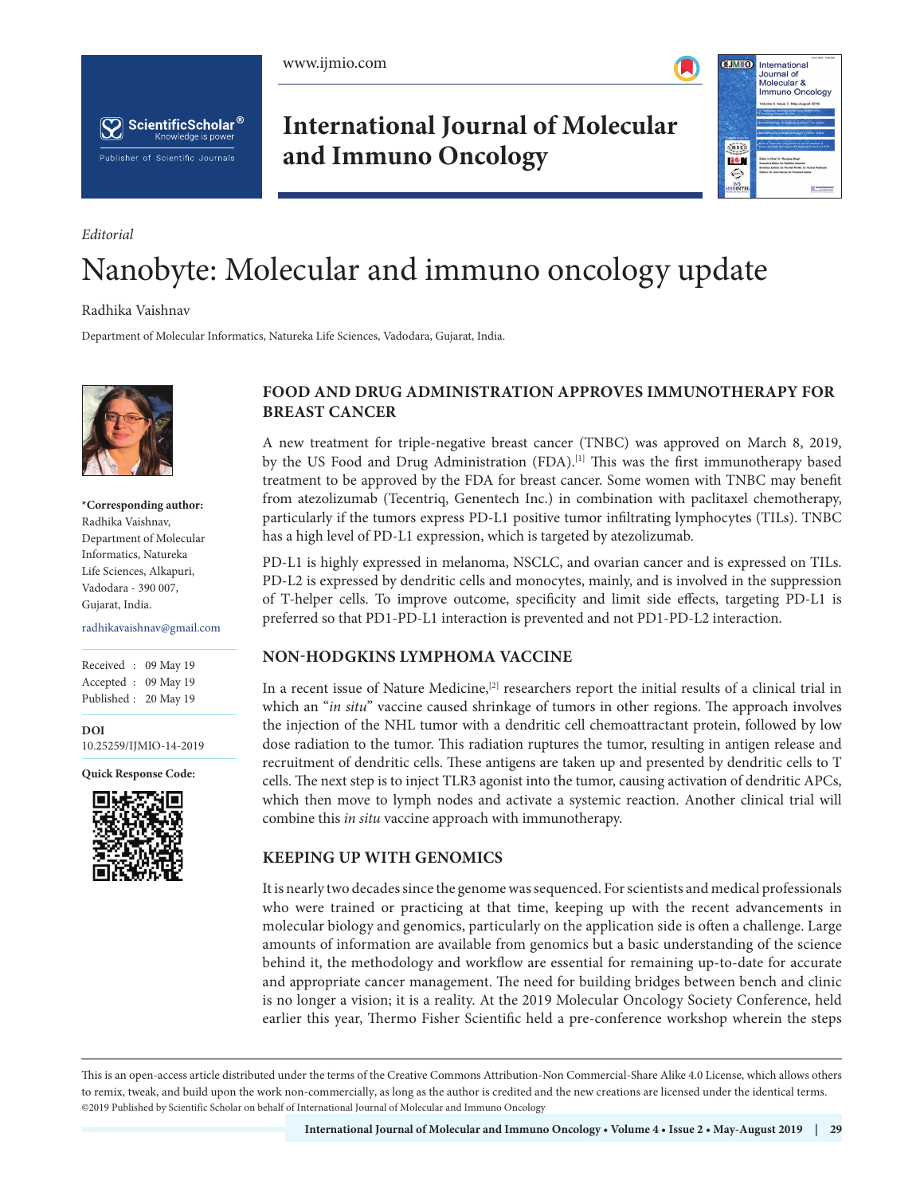*Editorial*

# Nanobyte: Molecular and immuno oncology update

Radhika Vaishnav

Department of Molecular Informatics, Natureka Life Sciences, Vadodara, Gujarat, India.

**\*Corresponding author:**
Radhika Vaishnav,
Department of Molecular Informatics, Natureka Life Sciences, Alkapuri, Vadodara - 390 007, Gujarat, India.

radhikavaishnav@gmail.com

Received : 09 May 19
Accepted : 09 May 19
Published : 20 May 19

**DOI**
10.25259/IJMIO-14-2019

**Quick Response Code:**

## FOOD AND DRUG ADMINISTRATION APPROVES IMMUNOTHERAPY FOR BREAST CANCER

A new treatment for triple-negative breast cancer (TNBC) was approved on March 8, 2019, by the US Food and Drug Administration (FDA).[1] This was the first immunotherapy based treatment to be approved by the FDA for breast cancer. Some women with TNBC may benefit from atezolizumab (Tecentriq, Genentech Inc.) in combination with paclitaxel chemotherapy, particularly if the tumors express PD-L1 positive tumor infiltrating lymphocytes (TILs). TNBC has a high level of PD-L1 expression, which is targeted by atezolizumab.

PD-L1 is highly expressed in melanoma, NSCLC, and ovarian cancer and is expressed on TILs. PD-L2 is expressed by dendritic cells and monocytes, mainly, and is involved in the suppression of T-helper cells. To improve outcome, specificity and limit side effects, targeting PD-L1 is preferred so that PD1-PD-L1 interaction is prevented and not PD1-PD-L2 interaction.

## NON-HODGKINS LYMPHOMA VACCINE

In a recent issue of Nature Medicine,[2] researchers report the initial results of a clinical trial in which an "*in situ*" vaccine caused shrinkage of tumors in other regions. The approach involves the injection of the NHL tumor with a dendritic cell chemoattractant protein, followed by low dose radiation to the tumor. This radiation ruptures the tumor, resulting in antigen release and recruitment of dendritic cells. These antigens are taken up and presented by dendritic cells to T cells. The next step is to inject TLR3 agonist into the tumor, causing activation of dendritic APCs, which then move to lymph nodes and activate a systemic reaction. Another clinical trial will combine this *in situ* vaccine approach with immunotherapy.

## KEEPING UP WITH GENOMICS

It is nearly two decades since the genome was sequenced. For scientists and medical professionals who were trained or practicing at that time, keeping up with the recent advancements in molecular biology and genomics, particularly on the application side is often a challenge. Large amounts of information are available from genomics but a basic understanding of the science behind it, the methodology and workflow are essential for remaining up-to-date for accurate and appropriate cancer management. The need for building bridges between bench and clinic is no longer a vision; it is a reality. At the 2019 Molecular Oncology Society Conference, held earlier this year, Thermo Fisher Scientific held a pre-conference workshop wherein the steps

This is an open-access article distributed under the terms of the Creative Commons Attribution-Non Commercial-Share Alike 4.0 License, which allows others to remix, tweak, and build upon the work non-commercially, as long as the author is credited and the new creations are licensed under the identical terms.
©2019 Published by Scientific Scholar on behalf of International Journal of Molecular and Immuno Oncology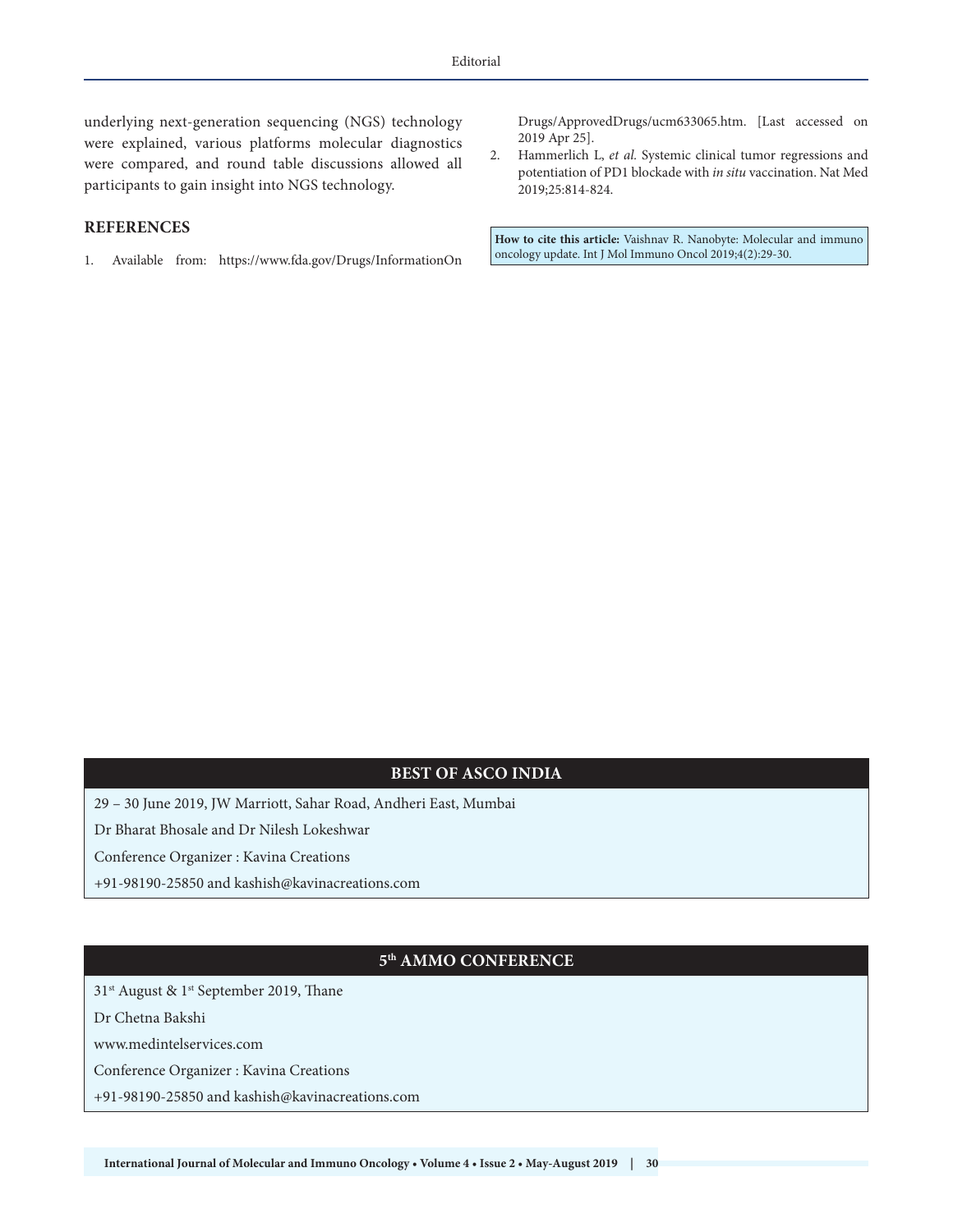underlying next-generation sequencing (NGS) technology were explained, various platforms molecular diagnostics were compared, and round table discussions allowed all participants to gain insight into NGS technology.

## REFERENCES

1. Available from: https://www.fda.gov/Drugs/InformationOnDrugs/ApprovedDrugs/ucm633065.htm. [Last accessed on 2019 Apr 25].
2. Hammerlich L, *et al.* Systemic clinical tumor regressions and potentiation of PD1 blockade with *in situ* vaccination. Nat Med 2019;25:814-824.

**How to cite this article:** Vaishnav R. Nanobyte: Molecular and immuno oncology update. Int J Mol Immuno Oncol 2019;4(2):29-30.

## BEST OF ASCO INDIA

29 – 30 June 2019, JW Marriott, Sahar Road, Andheri East, Mumbai

Dr Bharat Bhosale and Dr Nilesh Lokeshwar

Conference Organizer : Kavina Creations

+91-98190-25850 and kashish@kavinacreations.com

## 5th AMMO CONFERENCE

31st August & 1st September 2019, Thane

Dr Chetna Bakshi

www.medintelservices.com

Conference Organizer : Kavina Creations

+91-98190-25850 and kashish@kavinacreations.com